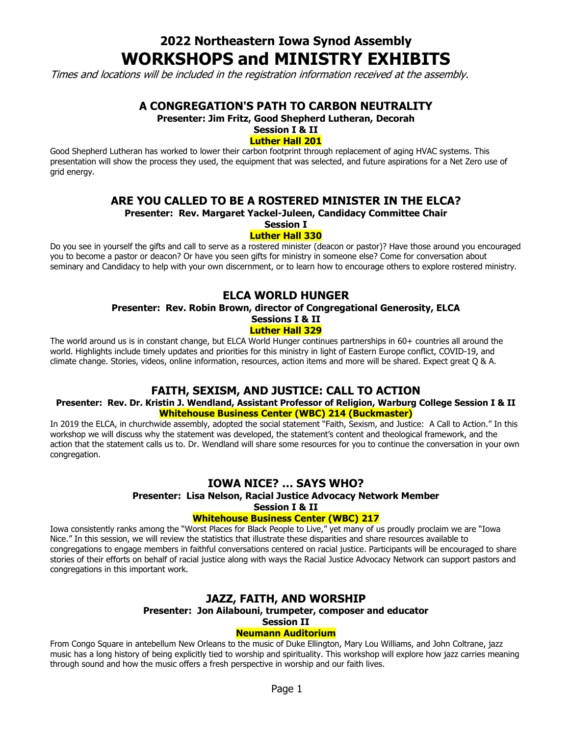# 2022 Northeastern Iowa Synod Assembly
# WORKSHOPS and MINISTRY EXHIBITS

*Times and locations will be included in the registration information received at the assembly.*

## A CONGREGATION'S PATH TO CARBON NEUTRALITY

**Presenter: Jim Fritz, Good Shepherd Lutheran, Decorah**

**Session I & II**

**Luther Hall 201**

Good Shepherd Lutheran has worked to lower their carbon footprint through replacement of aging HVAC systems. This presentation will show the process they used, the equipment that was selected, and future aspirations for a Net Zero use of grid energy.

## ARE YOU CALLED TO BE A ROSTERED MINISTER IN THE ELCA?

**Presenter: Rev. Margaret Yackel-Juleen, Candidacy Committee Chair**

**Session I**

**Luther Hall 330**

Do you see in yourself the gifts and call to serve as a rostered minister (deacon or pastor)? Have those around you encouraged you to become a pastor or deacon? Or have you seen gifts for ministry in someone else? Come for conversation about seminary and Candidacy to help with your own discernment, or to learn how to encourage others to explore rostered ministry.

## ELCA WORLD HUNGER

**Presenter: Rev. Robin Brown, director of Congregational Generosity, ELCA**

**Sessions I & II**

**Luther Hall 329**

The world around us is in constant change, but ELCA World Hunger continues partnerships in 60+ countries all around the world. Highlights include timely updates and priorities for this ministry in light of Eastern Europe conflict, COVID-19, and climate change. Stories, videos, online information, resources, action items and more will be shared. Expect great Q & A.

## FAITH, SEXISM, AND JUSTICE: CALL TO ACTION

**Presenter: Rev. Dr. Kristin J. Wendland, Assistant Professor of Religion, Warburg College Session I & II**

**Whitehouse Business Center (WBC) 214 (Buckmaster)**

In 2019 the ELCA, in churchwide assembly, adopted the social statement "Faith, Sexism, and Justice: A Call to Action." In this workshop we will discuss why the statement was developed, the statement's content and theological framework, and the action that the statement calls us to. Dr. Wendland will share some resources for you to continue the conversation in your own congregation.

## IOWA NICE? … SAYS WHO?

**Presenter: Lisa Nelson, Racial Justice Advocacy Network Member**

**Session I & II**

**Whitehouse Business Center (WBC) 217**

Iowa consistently ranks among the "Worst Places for Black People to Live," yet many of us proudly proclaim we are "Iowa Nice." In this session, we will review the statistics that illustrate these disparities and share resources available to congregations to engage members in faithful conversations centered on racial justice. Participants will be encouraged to share stories of their efforts on behalf of racial justice along with ways the Racial Justice Advocacy Network can support pastors and congregations in this important work.

## JAZZ, FAITH, AND WORSHIP

**Presenter: Jon Ailabouni, trumpeter, composer and educator**

**Session II**

**Neumann Auditorium**

From Congo Square in antebellum New Orleans to the music of Duke Ellington, Mary Lou Williams, and John Coltrane, jazz music has a long history of being explicitly tied to worship and spirituality. This workshop will explore how jazz carries meaning through sound and how the music offers a fresh perspective in worship and our faith lives.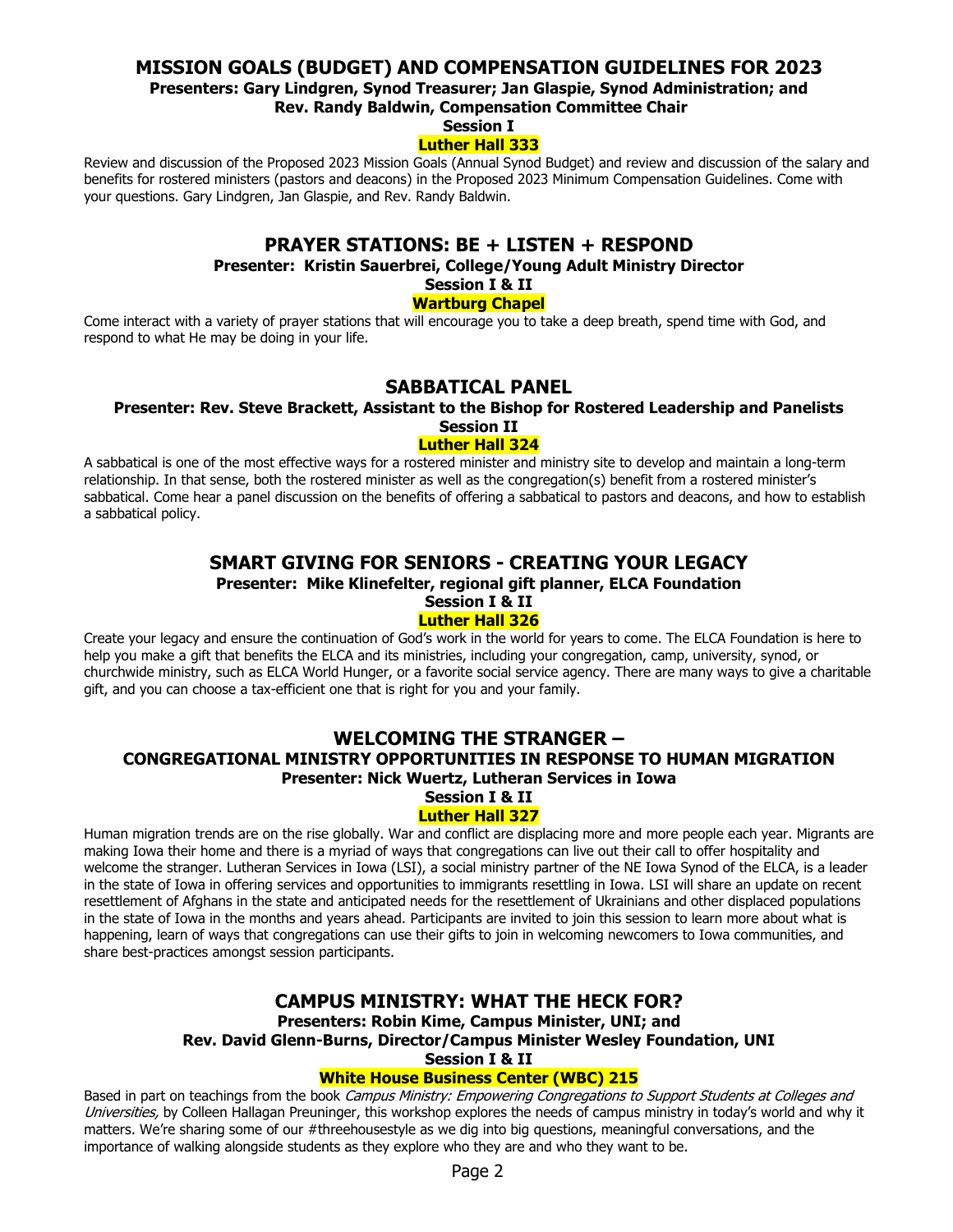## MISSION GOALS (BUDGET) AND COMPENSATION GUIDELINES FOR 2023

**Presenters: Gary Lindgren, Synod Treasurer; Jan Glaspie, Synod Administration; and Rev. Randy Baldwin, Compensation Committee Chair**

**Session I**

**Luther Hall 333**

Review and discussion of the Proposed 2023 Mission Goals (Annual Synod Budget) and review and discussion of the salary and benefits for rostered ministers (pastors and deacons) in the Proposed 2023 Minimum Compensation Guidelines. Come with your questions. Gary Lindgren, Jan Glaspie, and Rev. Randy Baldwin.

## PRAYER STATIONS: BE + LISTEN + RESPOND

**Presenter: Kristin Sauerbrei, College/Young Adult Ministry Director**

**Session I & II**

**Wartburg Chapel**

Come interact with a variety of prayer stations that will encourage you to take a deep breath, spend time with God, and respond to what He may be doing in your life.

## SABBATICAL PANEL

**Presenter: Rev. Steve Brackett, Assistant to the Bishop for Rostered Leadership and Panelists**

**Session II**

**Luther Hall 324**

A sabbatical is one of the most effective ways for a rostered minister and ministry site to develop and maintain a long-term relationship. In that sense, both the rostered minister as well as the congregation(s) benefit from a rostered minister's sabbatical. Come hear a panel discussion on the benefits of offering a sabbatical to pastors and deacons, and how to establish a sabbatical policy.

## SMART GIVING FOR SENIORS - CREATING YOUR LEGACY

**Presenter: Mike Klinefelter, regional gift planner, ELCA Foundation**

**Session I & II**

**Luther Hall 326**

Create your legacy and ensure the continuation of God's work in the world for years to come. The ELCA Foundation is here to help you make a gift that benefits the ELCA and its ministries, including your congregation, camp, university, synod, or churchwide ministry, such as ELCA World Hunger, or a favorite social service agency. There are many ways to give a charitable gift, and you can choose a tax-efficient one that is right for you and your family.

## WELCOMING THE STRANGER – CONGREGATIONAL MINISTRY OPPORTUNITIES IN RESPONSE TO HUMAN MIGRATION

**Presenter: Nick Wuertz, Lutheran Services in Iowa**

**Session I & II**

**Luther Hall 327**

Human migration trends are on the rise globally. War and conflict are displacing more and more people each year. Migrants are making Iowa their home and there is a myriad of ways that congregations can live out their call to offer hospitality and welcome the stranger. Lutheran Services in Iowa (LSI), a social ministry partner of the NE Iowa Synod of the ELCA, is a leader in the state of Iowa in offering services and opportunities to immigrants resettling in Iowa. LSI will share an update on recent resettlement of Afghans in the state and anticipated needs for the resettlement of Ukrainians and other displaced populations in the state of Iowa in the months and years ahead. Participants are invited to join this session to learn more about what is happening, learn of ways that congregations can use their gifts to join in welcoming newcomers to Iowa communities, and share best-practices amongst session participants.

## CAMPUS MINISTRY: WHAT THE HECK FOR?

**Presenters: Robin Kime, Campus Minister, UNI; and Rev. David Glenn-Burns, Director/Campus Minister Wesley Foundation, UNI**

**Session I & II**

**White House Business Center (WBC) 215**

Based in part on teachings from the book *Campus Ministry: Empowering Congregations to Support Students at Colleges and Universities,* by Colleen Hallagan Preuninger, this workshop explores the needs of campus ministry in today's world and why it matters. We're sharing some of our #threehousestyle as we dig into big questions, meaningful conversations, and the importance of walking alongside students as they explore who they are and who they want to be.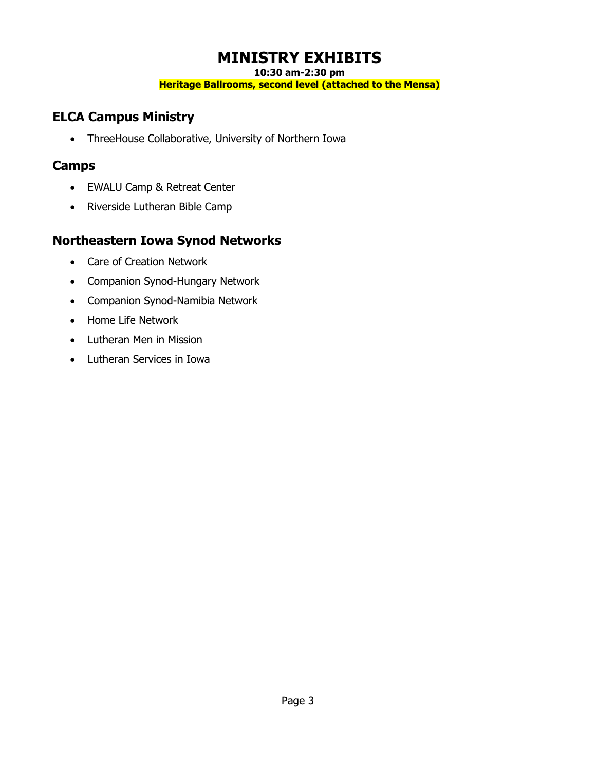# MINISTRY EXHIBITS

**10:30 am-2:30 pm**

**Heritage Ballrooms, second level (attached to the Mensa)**

## ELCA Campus Ministry

- ThreeHouse Collaborative, University of Northern Iowa

## Camps

- EWALU Camp & Retreat Center
- Riverside Lutheran Bible Camp

## Northeastern Iowa Synod Networks

- Care of Creation Network
- Companion Synod-Hungary Network
- Companion Synod-Namibia Network
- Home Life Network
- Lutheran Men in Mission
- Lutheran Services in Iowa